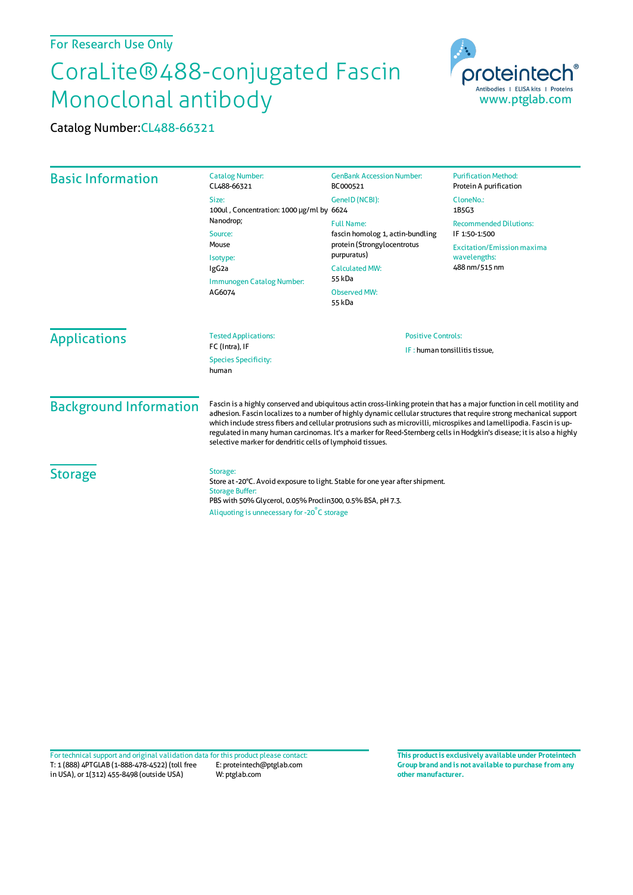For Research Use Only

# CoraLite®488-conjugated Fascin Monoclonal antibody

Catalog Number: CL488-66321

## Basic Information

Catalog Number:
CL488-66321

Size:
100ul , Concentration: 1000 μg/ml by Nanodrop;

Source:
Mouse

Isotype:
IgG2a

Immunogen Catalog Number:
AG6074

GenBank Accession Number:
BC000521

GeneID (NCBI):
6624

Full Name:
fascin homolog 1, actin-bundling protein (Strongylocentrotus purpuratus)

Calculated MW:
55 kDa

Observed MW:
55 kDa

Purification Method:
Protein A purification

CloneNo.:
1B5G3

Recommended Dilutions:
IF 1:50-1:500

Excitation/Emission maxima wavelengths:
488 nm/515 nm

## Applications

Tested Applications:
FC (Intra), IF

Species Specificity:
human

Positive Controls:
IF : human tonsillitis tissue,

## Background Information

Fascin is a highly conserved and ubiquitous actin cross-linking protein that has a major function in cell motility and adhesion. Fascin localizes to a number of highly dynamic cellular structures that require strong mechanical support which include stress fibers and cellular protrusions such as microvilli, microspikes and lamellipodia. Fascin is up-regulated in many human carcinomas. It's a marker for Reed-Sternberg cells in Hodgkin's disease; it is also a highly selective marker for dendritic cells of lymphoid tissues.

## Storage

Storage:
Store at -20°C. Avoid exposure to light. Stable for one year after shipment.

Storage Buffer:
PBS with 50% Glycerol, 0.05% Proclin300, 0.5% BSA, pH 7.3.

Aliquoting is unnecessary for -20°C storage

For technical support and original validation data for this product please contact:
T: 1 (888) 4PTGLAB (1-888-478-4522) (toll free in USA), or 1(312) 455-8498 (outside USA)
E: proteintech@ptglab.com
W: ptglab.com

**This product is exclusively available under Proteintech Group brand and is not available to purchase from any other manufacturer.**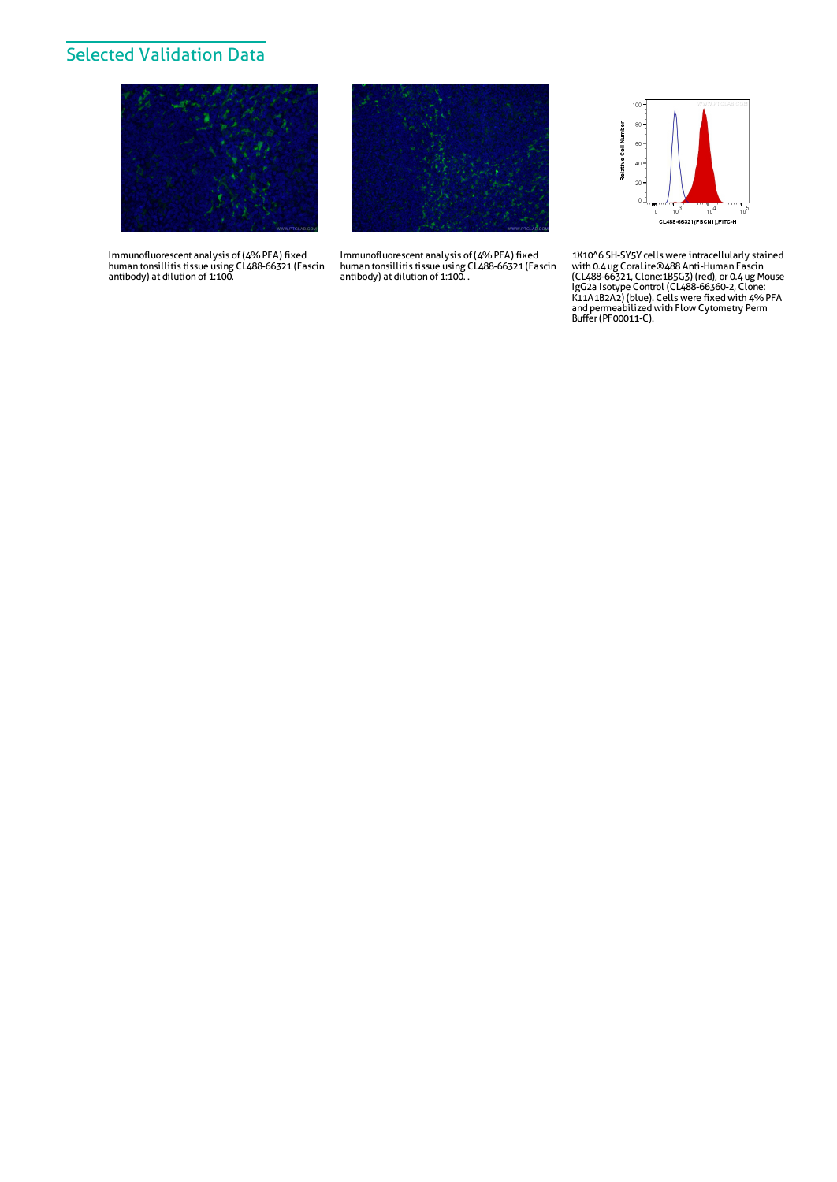## Selected Validation Data

Immunofluorescent analysis of (4% PFA) fixed human tonsillitis tissue using CL488-66321 (Fascin antibody) at dilution of 1:100.

Immunofluorescent analysis of (4% PFA) fixed human tonsillitis tissue using CL488-66321 (Fascin antibody) at dilution of 1:100. .

Relative Cell Number

100
80
60
40
20
0

0
$10^3$
$10^4$
$10^5$

CL488-66321(FSCN1),FITC-H

1X10^6 SH-SY5Y cells were intracellularly stained with 0.4 ug CoraLite®488 Anti-Human Fascin (CL488-66321, Clone:1B5G3) (red), or 0.4 ug Mouse IgG2a Isotype Control (CL488-66360-2, Clone: K11A1B2A2) (blue). Cells were fixed with 4% PFA and permeabilized with Flow Cytometry Perm Buffer (PF00011-C).